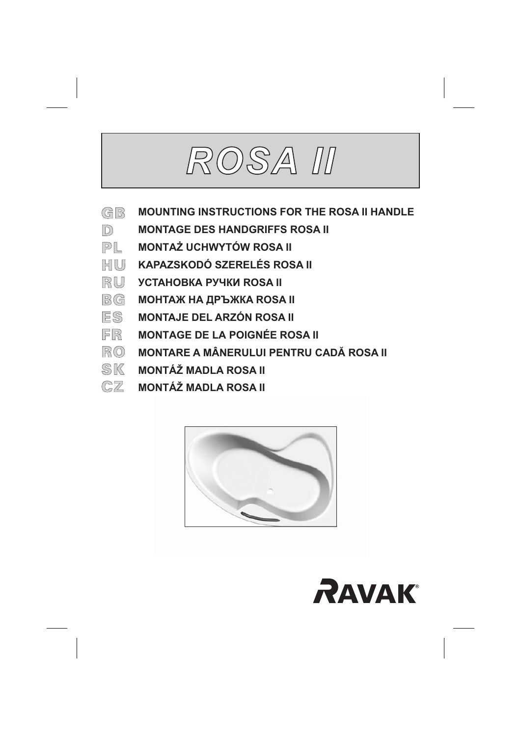# ROSA II

| | |
|---|---|
| GB | **MOUNTING INSTRUCTIONS FOR THE ROSA II HANDLE** |
| D | **MONTAGE DES HANDGRIFFS ROSA II** |
| PL | **MONTAŻ UCHWYTÓW ROSA II** |
| HU | **KAPAZSKODÓ SZERELÉS ROSA II** |
| RU | **УСТАНОВКА РУЧКИ ROSA II** |
| BG | **МОНТАЖ НА ДРЪЖКА ROSA II** |
| ES | **MONTAJE DEL ARZÓN ROSA II** |
| FR | **MONTAGE DE LA POIGNÉE ROSA II** |
| RO | **MONTARE A MÂNERULUI PENTRU CADĂ ROSA II** |
| SK | **MONTÁŽ MADLA ROSA II** |
| CZ | **MONTÁŽ MADLA ROSA II** |

RAVAK®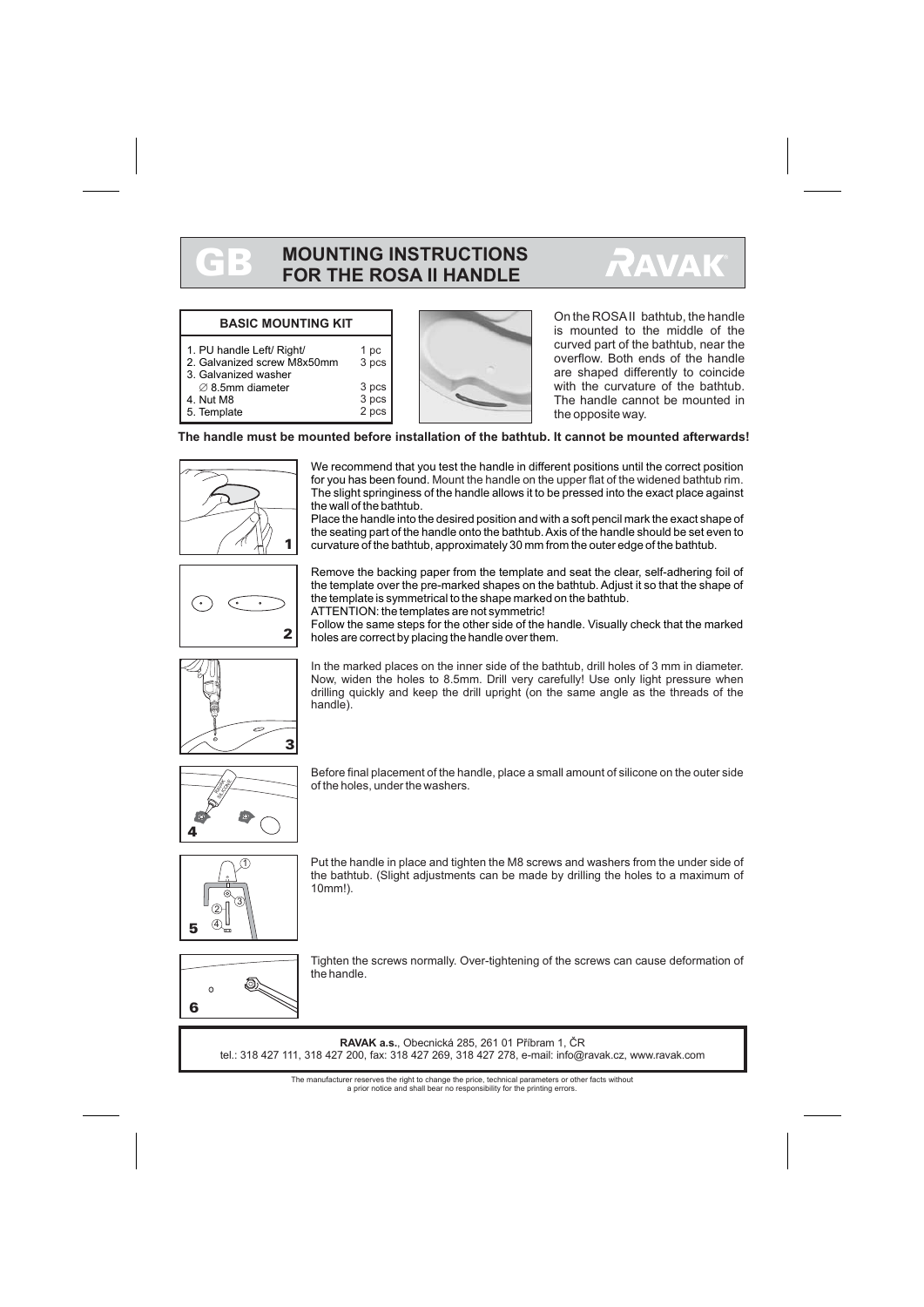# GB MOUNTING INSTRUCTIONS FOR THE ROSA II HANDLE

RAVAK

| BASIC MOUNTING KIT | |
|---|---|
| 1. PU handle Left/ Right/ | 1 pc |
| 2. Galvanized screw M8x50mm | 3 pcs |
| 3. Galvanized washer ∅ 8.5mm diameter | 3 pcs |
| 4. Nut M8 | 3 pcs |
| 5. Template | 2 pcs |

On the ROSA II bathtub, the handle is mounted to the middle of the curved part of the bathtub, near the overflow. Both ends of the handle are shaped differently to coincide with the curvature of the bathtub. The handle cannot be mounted in the opposite way.

**The handle must be mounted before installation of the bathtub. It cannot be mounted afterwards!**

1. We recommend that you test the handle in different positions until the correct position for you has been found. Mount the handle on the upper flat of the widened bathtub rim. The slight springiness of the handle allows it to be pressed into the exact place against the wall of the bathtub.
Place the handle into the desired position and with a soft pencil mark the exact shape of the seating part of the handle onto the bathtub. Axis of the handle should be set even to curvature of the bathtub, approximately 30 mm from the outer edge of the bathtub.

2. Remove the backing paper from the template and seat the clear, self-adhering foil of the template over the pre-marked shapes on the bathtub. Adjust it so that the shape of the template is symmetrical to the shape marked on the bathtub.
ATTENTION: the templates are not symmetric!
Follow the same steps for the other side of the handle. Visually check that the marked holes are correct by placing the handle over them.

3. In the marked places on the inner side of the bathtub, drill holes of 3 mm in diameter. Now, widen the holes to 8.5mm. Drill very carefully! Use only light pressure when drilling quickly and keep the drill upright (on the same angle as the threads of the handle).

4. Before final placement of the handle, place a small amount of silicone on the outer side of the holes, under the washers.

5. Put the handle in place and tighten the M8 screws and washers from the under side of the bathtub. (Slight adjustments can be made by drilling the holes to a maximum of 10mm!).

6. Tighten the screws normally. Over-tightening of the screws can cause deformation of the handle.

**RAVAK a.s.**, Obecnická 285, 261 01 Příbram 1, ČR
tel.: 318 427 111, 318 427 200, fax: 318 427 269, 318 427 278, e-mail: info@ravak.cz, www.ravak.com

The manufacturer reserves the right to change the price, technical parameters or other facts without a prior notice and shall bear no responsibility for the printing errors.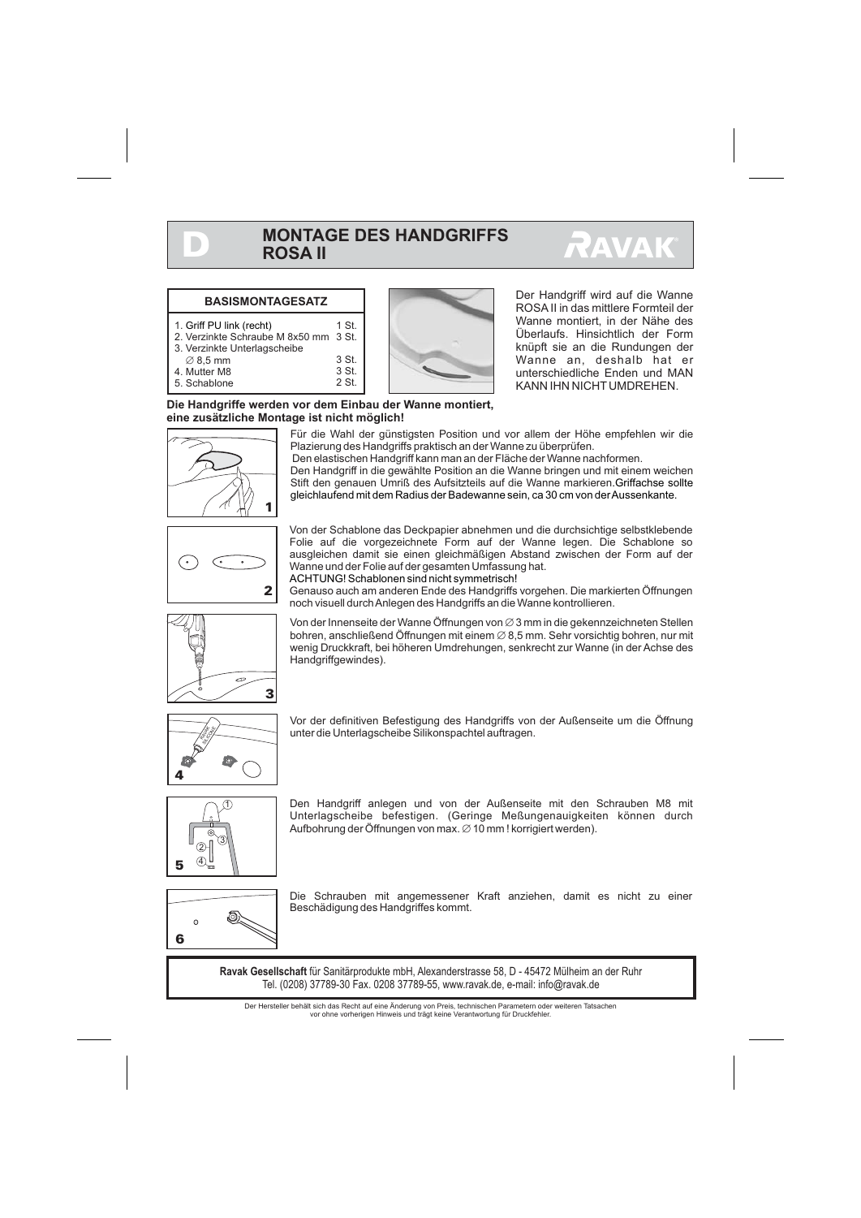# MONTAGE DES HANDGRIFFS ROSA II

| BASISMONTAGESATZ | |
|---|---|
| 1. Griff PU link (recht) | 1 St. |
| 2. Verzinkte Schraube M 8x50 mm | 3 St. |
| 3. Verzinkte Unterlagscheibe ∅ 8,5 mm | 3 St. |
| 4. Mutter M8 | 3 St. |
| 5. Schablone | 2 St. |

Der Handgriff wird auf die Wanne ROSA II in das mittlere Formteil der Wanne montiert, in der Nähe des Überlaufs. Hinsichtlich der Form knüpft sie an die Rundungen der Wanne an, deshalb hat er unterschiedliche Enden und MAN KANN IHN NICHT UMDREHEN.

**Die Handgriffe werden vor dem Einbau der Wanne montiert, eine zusätzliche Montage ist nicht möglich!**

1. Für die Wahl der günstigsten Position und vor allem der Höhe empfehlen wir die Plazierung des Handgriffs praktisch an der Wanne zu überprüfen.
Den elastischen Handgriff kann man an der Fläche der Wanne nachformen.
Den Handgriff in die gewählte Position an die Wanne bringen und mit einem weichen Stift den genauen Umriß des Aufsitzteils auf die Wanne markieren.Griffachse sollte gleichlaufend mit dem Radius der Badewanne sein, ca 30 cm von der Aussenkante.

2. Von der Schablone das Deckpapier abnehmen und die durchsichtige selbstklebende Folie auf die vorgezeichnete Form auf der Wanne legen. Die Schablone so ausgleichen damit sie einen gleichmäßigen Abstand zwischen der Form auf der Wanne und der Folie auf der gesamten Umfassung hat.
ACHTUNG! Schablonen sind nicht symmetrisch!
Genauso auch am anderen Ende des Handgriffs vorgehen. Die markierten Öffnungen noch visuell durch Anlegen des Handgriffs an die Wanne kontrollieren.

3. Von der Innenseite der Wanne Öffnungen von ∅ 3 mm in die gekennzeichneten Stellen bohren, anschließend Öffnungen mit einem ∅ 8,5 mm. Sehr vorsichtig bohren, nur mit wenig Druckkraft, bei höheren Umdrehungen, senkrecht zur Wanne (in der Achse des Handgriffgewindes).

4. Vor der definitiven Befestigung des Handgriffs von der Außenseite um die Öffnung unter die Unterlagscheibe Silikonspachtel auftragen.

5. Den Handgriff anlegen und von der Außenseite mit den Schrauben M8 mit Unterlagscheibe befestigen. (Geringe Meßungenauigkeiten können durch Aufbohrung der Öffnungen von max. ∅ 10 mm ! korrigiert werden).

6. Die Schrauben mit angemessener Kraft anziehen, damit es nicht zu einer Beschädigung des Handgriffes kommt.

**Ravak Gesellschaft** für Sanitärprodukte mbH, Alexanderstrasse 58, D - 45472 Mülheim an der Ruhr
Tel. (0208) 37789-30 Fax. 0208 37789-55, www.ravak.de, e-mail: info@ravak.de

Der Hersteller behält sich das Recht auf eine Änderung von Preis, technischen Parametern oder weiteren Tatsachen vor ohne vorherigen Hinweis und trägt keine Verantwortung für Druckfehler.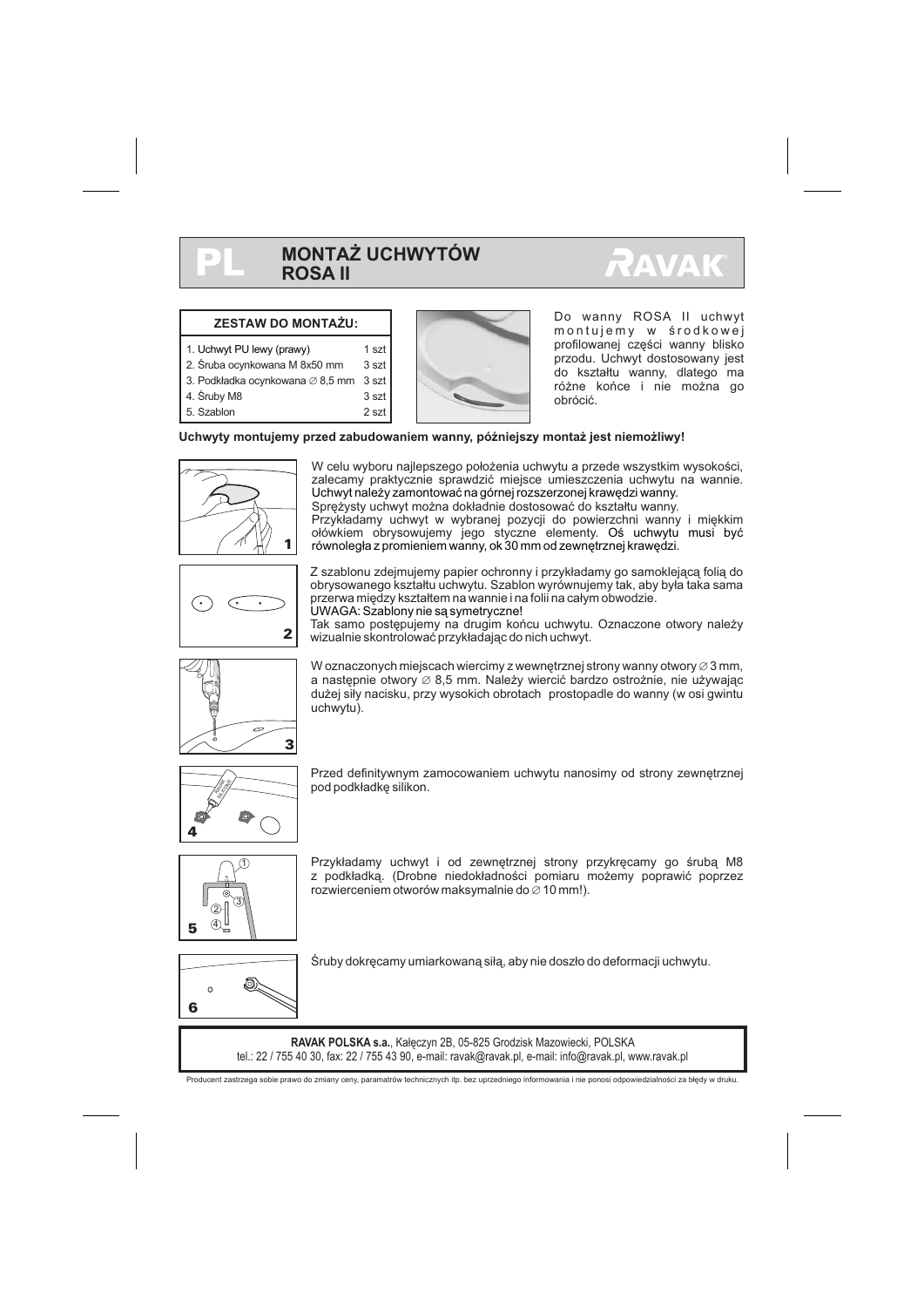# PL MONTAŻ UCHWYTÓW ROSA II

RAVAK

| ZESTAW DO MONTAŻU: | |
|---|---|
| 1. Uchwyt PU lewy (prawy) | 1 szt |
| 2. Śruba ocynkowana M 8x50 mm | 3 szt |
| 3. Podkładka ocynkowana ∅ 8,5 mm | 3 szt |
| 4. Śruby M8 | 3 szt |
| 5. Szablon | 2 szt |

Do wanny ROSA II uchwyt montujemy w środkowej profilowanej części wanny blisko przodu. Uchwyt dostosowany jest do kształtu wanny, dlatego ma różne końce i nie można go obrócić.

**Uchwyty montujemy przed zabudowaniem wanny, późniejszy montaż jest niemożliwy!**

1. W celu wyboru najlepszego położenia uchwytu a przede wszystkim wysokości, zalecamy praktycznie sprawdzić miejsce umieszczenia uchwytu na wannie. Uchwyt należy zamontować na górnej rozszerzonej krawędzi wanny. Sprężysty uchwyt można dokładnie dostosować do kształtu wanny. Przykładamy uchwyt w wybranej pozycji do powierzchni wanny i miękkim ołówkiem obrysowujemy jego styczne elementy. Oś uchwytu musi być równoległa z promieniem wanny, ok 30 mm od zewnętrznej krawędzi.

2. Z szablonu zdejmujemy papier ochronny i przykładamy go samoklejącą folią do obrysowanego kształtu uchwytu. Szablon wyrównujemy tak, aby była taka sama przerwa między kształtem na wannie i na folii na całym obwodzie. UWAGA: Szablony nie są symetryczne! Tak samo postępujemy na drugim końcu uchwytu. Oznaczone otwory należy wizualnie skontrolować przykładając do nich uchwyt.

3. W oznaczonych miejscach wiercimy z wewnętrznej strony wanny otwory ∅ 3 mm, a następnie otwory ∅ 8,5 mm. Należy wiercić bardzo ostrożnie, nie używając dużej siły nacisku, przy wysokich obrotach prostopadle do wanny (w osi gwintu uchwytu).

4. Przed definitywnym zamocowaniem uchwytu nanosimy od strony zewnętrznej pod podkładkę silikon.

5. Przykładamy uchwyt i od zewnętrznej strony przykręcamy go śrubą M8 z podkładką. (Drobne niedokładności pomiaru możemy poprawić poprzez rozwierceniem otworów maksymalnie do ∅ 10 mm!).

6. Śruby dokręcamy umiarkowaną siłą, aby nie doszło do deformacji uchwytu.

**RAVAK POLSKA s.a.**, Kałęczyn 2B, 05-825 Grodzisk Mazowiecki, POLSKA
tel.: 22 / 755 40 30, fax: 22 / 755 43 90, e-mail: ravak@ravak.pl, e-mail: info@ravak.pl, www.ravak.pl

Producent zastrzega sobie prawo do zmiany ceny, paramatrów technicznych itp. bez uprzedniego informowania i nie ponosi odpowiedzialności za błędy w druku.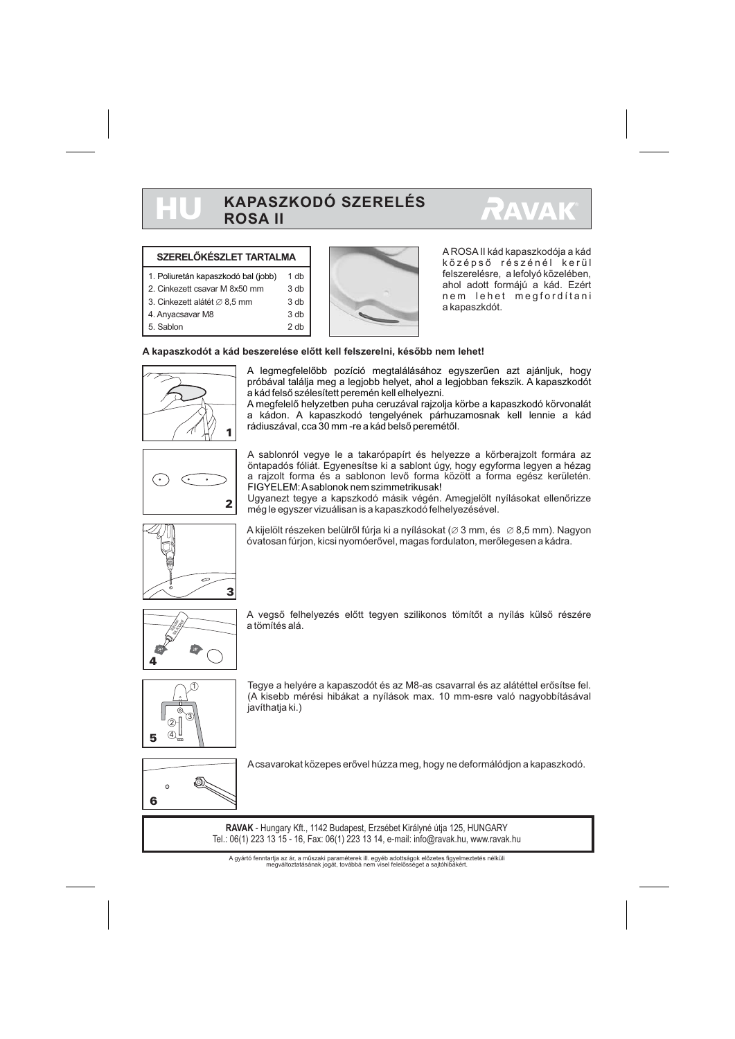# HU KAPASZKODÓ SZERELÉS ROSA II

RAVAK

| SZERELŐKÉSZLET TARTALMA | |
|---|---|
| 1. Poliuretán kapaszkodó bal (jobb) | 1 db |
| 2. Cinkezett csavar M 8x50 mm | 3 db |
| 3. Cinkezett alátét ∅ 8,5 mm | 3 db |
| 4. Anyacsavar M8 | 3 db |
| 5. Sablon | 2 db |

A ROSA II kád kapaszkodója a kád középső részénél kerül felszerelésre, a lefolyó közelében, ahol adott formájú a kád. Ezért nem lehet megfordítani a kapaszkdót.

**A kapaszkodót a kád beszerelése előtt kell felszerelni, később nem lehet!**

1. A legmegfelelőbb pozíció megtalálásához egyszerűen azt ajánljuk, hogy próbával találja meg a legjobb helyet, ahol a legjobban fekszik. A kapaszkodót a kád felső szélesített peremén kell elhelyezni. A megfelelő helyzetben puha ceruzával rajzolja körbe a kapaszkodó körvonalát a kádon. A kapaszkodó tengelyének párhuzamosnak kell lennie a kád rádiuszával, cca 30 mm -re a kád belső peremétől.

2. A sablonról vegye le a takarópapírt és helyezze a körberajzolt formára az öntapadós fóliát. Egyenesítse ki a sablont úgy, hogy egyforma legyen a hézag a rajzolt forma és a sablonon levő forma között a forma egész kerületén. FIGYELEM: A sablonok nem szimmetrikusak! Ugyanezt tegye a kapszkodó másik végén. Amegjelölt nyílásokat ellenőrizze még le egyszer vizuálisan is a kapaszkodó felhelyezésével.

3. A kijelölt részeken belülről fúrja ki a nyílásokat (∅ 3 mm, és ∅ 8,5 mm). Nagyon óvatosan fúrjon, kicsi nyomóerővel, magas fordulaton, merőlegesen a kádra.

4. A vegső felhelyezés előtt tegyen szilikonos tömítőt a nyílás külső részére a tömítés alá.

5. Tegye a helyére a kapaszodót és az M8-as csavarral és az alátéttel erősítse fel. (A kisebb mérési hibákat a nyílások max. 10 mm-esre való nagyobbításával javíthatja ki.)

6. A csavarokat közepes erővel húzza meg, hogy ne deformálódjon a kapaszkodó.

**RAVAK** - Hungary Kft., 1142 Budapest, Erzsébet Királyné útja 125, HUNGARY
Tel.: 06(1) 223 13 15 - 16, Fax: 06(1) 223 13 14, e-mail: info@ravak.hu, www.ravak.hu

A gyártó fenntartja az ár, a műszaki paraméterek ill. egyéb adottságok előzetes figyelmeztetés nélküli megváltoztatásának jogát, továbbá nem visel felelősséget a sajtóhibákért.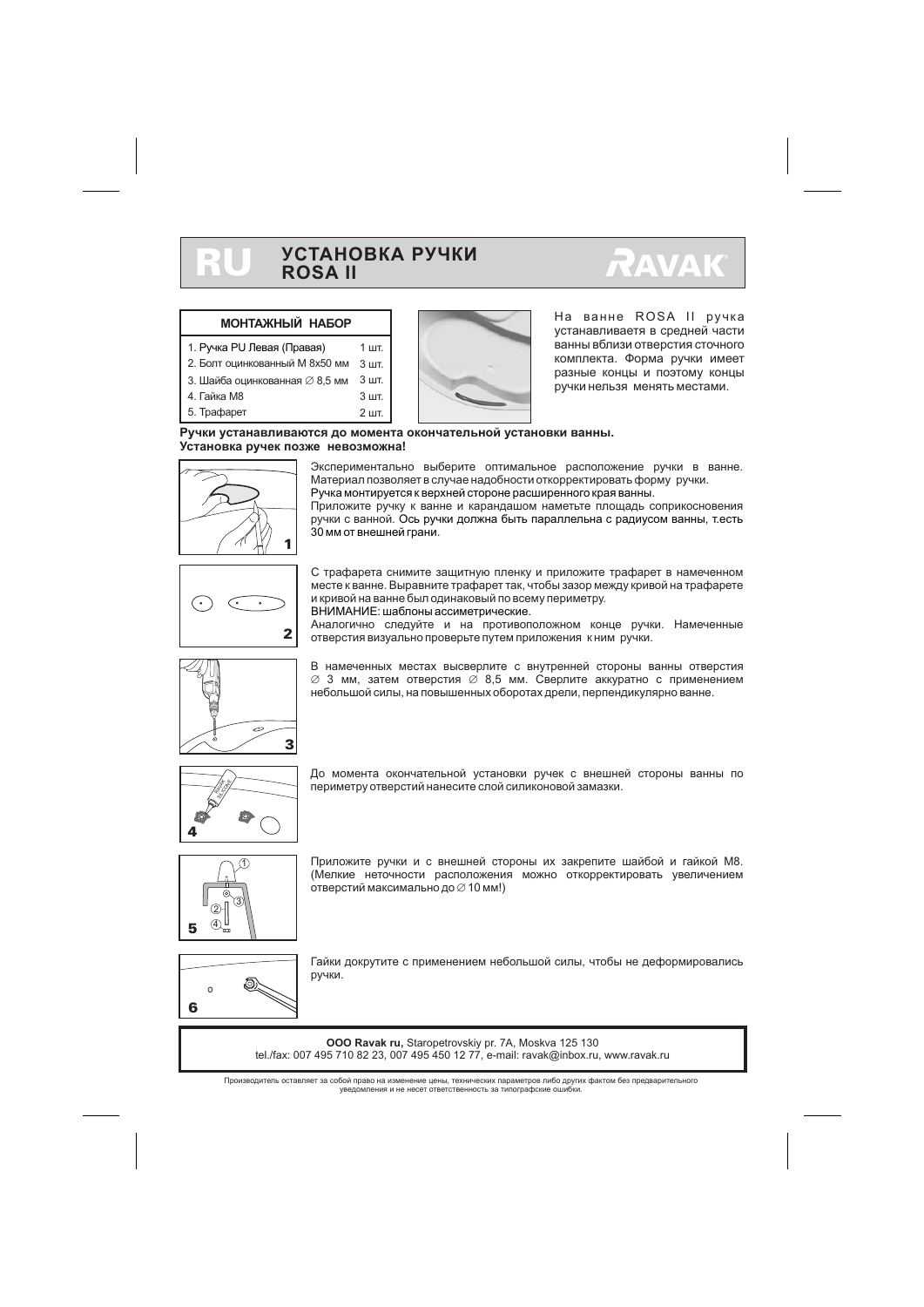# RU УСТАНОВКА РУЧКИ ROSA II

**МОНТАЖНЫЙ НАБОР**

| | |
|---|---|
| 1. Ручка PU Левая (Правая) | 1 шт. |
| 2. Болт оцинкованный М 8x50 мм | 3 шт. |
| 3. Шайба оцинкованная ∅ 8,5 мм | 3 шт. |
| 4. Гайка М8 | 3 шт. |
| 5. Трафарет | 2 шт. |

На ванне ROSA II ручка устанавливаетя в средней части ванны вблизи отверстия сточного комплекта. Форма ручки имеет разные концы и поэтому концы ручки нельзя менять местами.

**Ручки устанавливаются до момента окончательной установки ванны. Установка ручек позже невозможна!**

1. Экспериментально выберите оптимальное расположение ручки в ванне. Материал позволяет в случае надобности откорректировать форму ручки. Ручка монтируется к верхней стороне расширенного края ванны. Приложите ручку к ванне и карандашом наметьте площадь соприкосновения ручки с ванной. Ось ручки должна быть параллельна с радиусом ванны, т.есть 30 мм от внешней грани.

2. С трафарета снимите защитную пленку и приложите трафарет в намеченном месте к ванне. Выравните трафарет так, чтобы зазор между кривой на трафарете и кривой на ванне был одинаковый по всему периметру. ВНИМАНИЕ: шаблоны ассиметрические. Аналогично следуйте и на противоположном конце ручки. Намеченные отверстия визуально проверьте путем приложения к ним ручки.

3. В намеченных местах высверлите с внутренней стороны ванны отверстия ∅ 3 мм, затем отверстия ∅ 8,5 мм. Сверлите аккуратно с применением небольшой силы, на повышенных оборотах дрели, перпендикулярно ванне.

4. До момента окончательной установки ручек с внешней стороны ванны по периметру отверстий нанесите слой силиконовой замазки.

5. Приложите ручки и с внешней стороны их закрепите шайбой и гайкой М8. (Мелкие неточности расположения можно откорректировать увеличением отверстий максимально до ∅ 10 мм!)

6. Гайки докрутите с применением небольшой силы, чтобы не деформировались ручки.

**OOO Ravak ru,** Staropetrovskiy pr. 7A, Moskva 125 130
tel./fax: 007 495 710 82 23, 007 495 450 12 77, e-mail: ravak@inbox.ru, www.ravak.ru

Производитель оставляет за собой право на изменение цены, технических параметров либо других фактом без предварительного уведомления и не несет ответственность за типографские ошибки.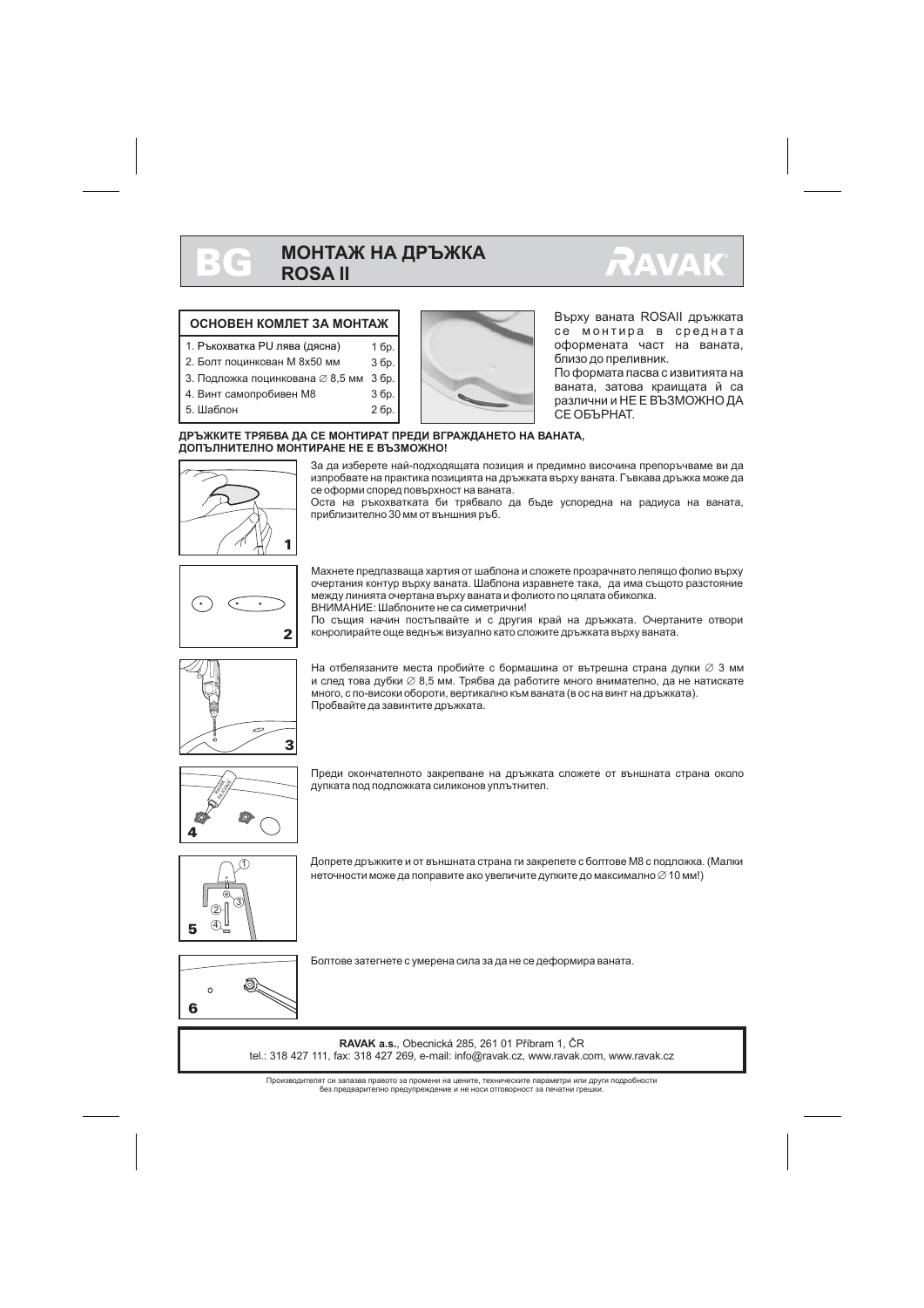# BG МОНТАЖ НА ДРЪЖКА ROSA II

RAVAK

| ОСНОВЕН КОМЛЕТ ЗА МОНТАЖ | |
|---|---|
| 1. Ръкохватка PU лява (дясна) | 1 бр. |
| 2. Болт поцинкован М 8х50 мм | 3 бр. |
| 3. Подложка поцинкована ∅ 8,5 мм | 3 бр. |
| 4. Винт самопробивен М8 | 3 бр. |
| 5. Шаблон | 2 бр. |

Върху ваната ROSAII дръжката се монтира в средната оформената част на ваната, близо до преливник.
По формата пасва с извитията на ваната, затова краищата й са различни и НЕ Е ВЪЗМОЖНО ДА СЕ ОБЪРНАТ.

**ДРЪЖКИТЕ ТРЯБВА ДА СЕ МОНТИРАТ ПРЕДИ ВГРАЖДАНЕТО НА ВАНАТА, ДОПЪЛНИТЕЛНО МОНТИРАНЕ НЕ Е ВЪЗМОЖНО!**

1. За да изберете най-подходящата позиция и предимно височина препоръчваме ви да изпробвате на практика позицията на дръжката върху ваната. Гъвкава дръжка може да се оформи според повърхност на ваната.
Оста на ръкохватката би трябвало да бъде успоредна на радиуса на ваната, приблизително 30 мм от външния ръб.

2. Махнете предпазваща хартия от шаблона и сложете прозрачното лепящо фолио върху очертания контур върху ваната. Шаблона изравнете така, да има същото разстояние между линията очертана върху ваната и фолиото по цялата обиколка.
ВНИМАНИЕ: Шаблоните не са симетрични!
По същия начин постъпвайте и с другия край на дръжката. Очертаните отвори конролирайте още веднъж визуално като сложите дръжката върху ваната.

3. На отбелязаните места пробийте с бормашина от вътрешна страна дупки ∅ 3 мм и след това дубки ∅ 8,5 мм. Трябва да работите много внимателно, да не натискате много, с по-високи обороти, вертикално към ваната (в ос на винт на дръжката).
Пробвайте да завинтите дръжката.

4. Преди окончателното закрепване на дръжката сложете от външната страна около дупката под подложката силиконов уплътнител.

5. Допрете дръжките и от външната страна ги закрепете с болтове М8 с подложка. (Малки неточности може да поправите ако увеличите дупките до максимално ∅ 10 мм!)

6. Болтове затегнете с умерена сила за да не се деформира ваната.

**RAVAK a.s.**, Obecnická 285, 261 01 Příbram 1, ČR
tel.: 318 427 111, fax: 318 427 269, e-mail: info@ravak.cz, www.ravak.com, www.ravak.cz

Производителят си запазва правото за промени на цените, техническите параметри или други подробности без предварително предупреждение и не носи отговорност за печатни грешки.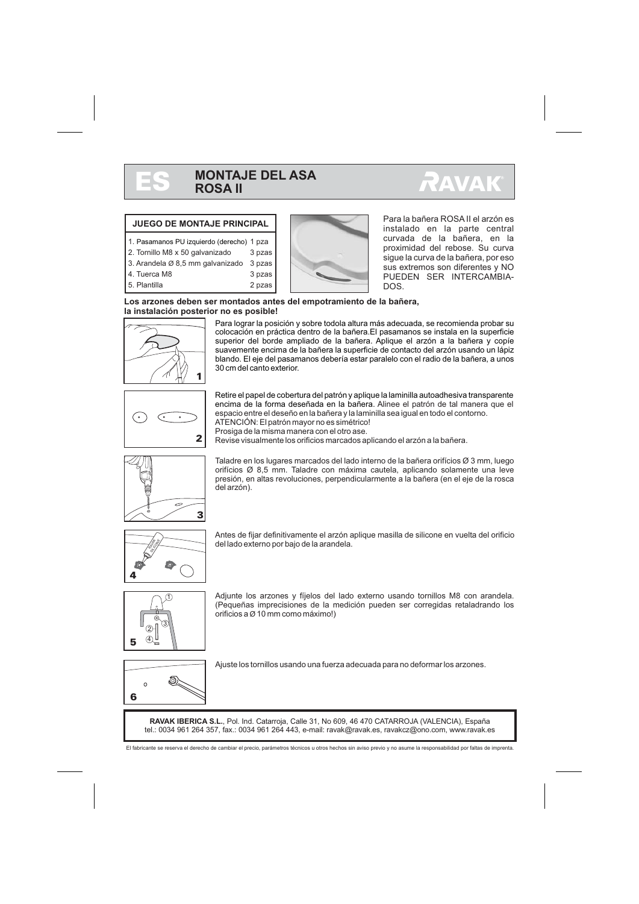# ES MONTAJE DEL ASA ROSA II

RAVAK

| JUEGO DE MONTAJE PRINCIPAL | |
|---|---|
| 1. Pasamanos PU izquierdo (derecho) | 1 pza |
| 2. Tornillo M8 x 50 galvanizado | 3 pzas |
| 3. Arandela Ø 8,5 mm galvanizado | 3 pzas |
| 4. Tuerca M8 | 3 pzas |
| 5. Plantilla | 2 pzas |

Para la bañera ROSA II el arzón es instalado en la parte central curvada de la bañera, en la proximidad del rebose. Su curva sigue la curva de la bañera, por eso sus extremos son diferentes y NO PUEDEN SER INTERCAMBIADOS.

**Los arzones deben ser montados antes del empotramiento de la bañera, la instalación posterior no es posible!**

1. Para lograr la posición y sobre todola altura más adecuada, se recomienda probar su colocación en práctica dentro de la bañera.El pasamanos se instala en la superficie superior del borde ampliado de la bañera. Aplique el arzón a la bañera y copíe suavemente encima de la bañera la superficie de contacto del arzón usando un lápiz blando. El eje del pasamanos debería estar paralelo con el radio de la bañera, a unos 30 cm del canto exterior.

2. Retire el papel de cobertura del patrón y aplique la laminilla autoadhesiva transparente encima de la forma deseñada en la bañera. Alinee el patrón de tal manera que el espacio entre el deseño en la bañera y la laminilla sea igual en todo el contorno.
ATENCIÓN: El patrón mayor no es simétrico!
Prosiga de la misma manera con el otro ase.
Revise visualmente los orificios marcados aplicando el arzón a la bañera.

3. Taladre en los lugares marcados del lado interno de la bañera orificios Ø 3 mm, luego orifícios Ø 8,5 mm. Taladre con máxima cautela, aplicando solamente una leve presión, en altas revoluciones, perpendicularmente a la bañera (en el eje de la rosca del arzón).

4. Antes de fijar definitivamente el arzón aplique masilla de silicone en vuelta del orificio del lado externo por bajo de la arandela.

5. Adjunte los arzones y fíjelos del lado externo usando tornillos M8 con arandela. (Pequeñas imprecisiones de la medición pueden ser corregidas retaladrando los orificios a Ø 10 mm como máximo!)

6. Ajuste los tornillos usando una fuerza adecuada para no deformar los arzones.

**RAVAK IBERICA S.L.**, Pol. Ind. Catarroja, Calle 31, No 609, 46 470 CATARROJA (VALENCIA), España
tel.: 0034 961 264 357, fax.: 0034 961 264 443, e-mail: ravak@ravak.es, ravakcz@ono.com, www.ravak.es

El fabricante se reserva el derecho de cambiar el precio, parámetros técnicos u otros hechos sin aviso previo y no asume la responsabilidad por faltas de imprenta.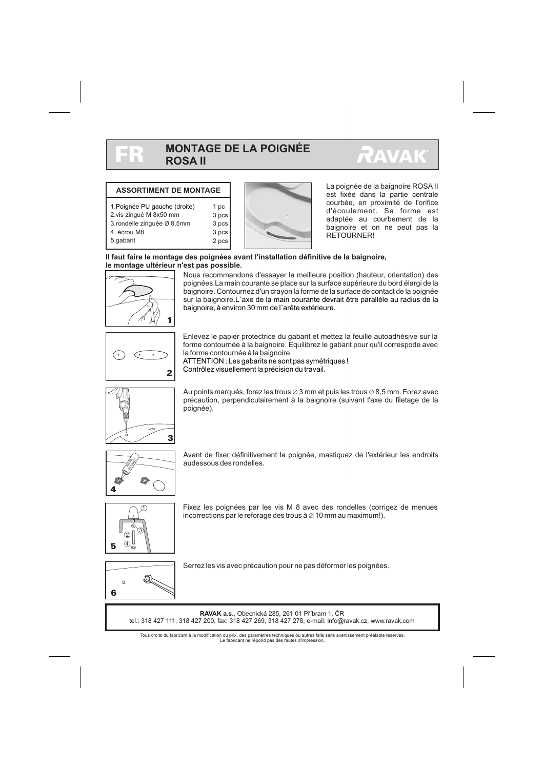# FR MONTAGE DE LA POIGNÉE ROSA II

RAVAK

| ASSORTIMENT DE MONTAGE | |
|---|---|
| 1.Poignée PU gauche (droite) | 1 pc |
| 2.vis zingué M 8x50 mm | 3 pcs |
| 3.rondelle zinguée Ø 8,5mm | 3 pcs |
| 4. écrou M8 | 3 pcs |
| 5.gabarit | 2 pcs |

La poignée de la baignoire ROSA II est fixée dans la partie centrale courbée, en proximité de l'orifice d'écoulement. Sa forme est adaptée au courbement de la baignoire et on ne peut pas la RETOURNER!

**Il faut faire le montage des poignées avant l'installation définitive de la baignoire, le montage ultérieur n'est pas possible.**

1. Nous recommandons d'essayer la meilleure position (hauteur, orientation) des poignées.La main courante se place sur la surface supérieure du bord élargi de la baignoire. Contournez d'un crayon la forme de la surface de contact de la poignée sur la baignoire.L´axe de la main courante devrait être parallèle au radius de la baignoire, à environ 30 mm de l´arête extérieure.

2. Enlevez le papier protectrice du gabarit et mettez la feuille autoadhésive sur la forme contournée à la baignoire. Equilibrez le gabarit pour qu'il correspode avec la forme contournée à la baignoire.
ATTENTION : Les gabarits ne sont pas symétriques !
Contrôlez visuellement la précision du travail.

3. Au points marqués, forez les trous ∅ 3 mm et puis les trous ∅ 8,5 mm. Forez avec précaution, perpendiculairement à la baignoire (suivant l'axe du filetage de la poignée).

4. Avant de fixer définitivement la poignée, mastiquez de l'extérieur les endroits audessous des rondelles.

5. Fixez les poignées par les vis M 8 avec des rondelles (corrigez de menues incorrections par le reforage des trous à ∅ 10 mm au maximum!).

6. Serrez les vis avec précaution pour ne pas déformer les poignées.

**RAVAK a.s.**, Obecnická 285, 261 01 Příbram 1, ČR
tel.: 318 427 111, 318 427 200, fax: 318 427 269, 318 427 278, e-mail: info@ravak.cz, www.ravak.com

Tous droits du fabricant à la modification du prix, des paramètres techniques ou autres faits sans avertissement préalable réservés.
Le fabricant ne répond pas des fautes d'impression.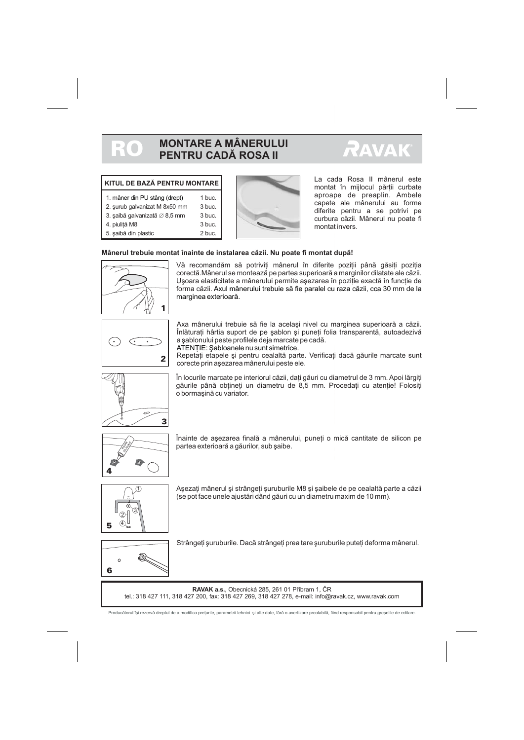# RO MONTARE A MÂNERULUI PENTRU CADĂ ROSA II

RAVAK

| KITUL DE BAZĂ PENTRU MONTARE | |
|---|---|
| 1. mâner din PU stâng (drept) | 1 buc. |
| 2. şurub galvanizat M 8x50 mm | 3 buc. |
| 3. şaibă galvanizată ∅ 8,5 mm | 3 buc. |
| 4. piuliţă M8 | 3 buc. |
| 5. şaibă din plastic | 2 buc. |

La cada Rosa II mânerul este montat în mijlocul părţii curbate aproape de preaplin. Ambele capete ale mânerului au forme diferite pentru a se potrivi pe curbura căzii. Mânerul nu poate fi montat invers.

**Mânerul trebuie montat înainte de instalarea căzii. Nu poate fi montat după!**

1

Vă recomandăm să potriviţi mânerul în diferite poziţii până găsiţi poziţia corectă.Mânerul se montează pe partea superioară a marginilor dilatate ale căzii. Uşoara elasticitate a mânerului permite aşezarea în poziţie exactă în funcţie de forma căzii. Axul mânerului trebuie să fie paralel cu raza căzii, cca 30 mm de la marginea exterioară.

2

Axa mânerului trebuie să fie la acelaşi nivel cu marginea superioară a căzii. Înlăturaţi hârtia suport de pe şablon şi puneţi folia transparentă, autoadezivă a şablonului peste profilele deja marcate pe cadă.
ATENŢIE: Şabloanele nu sunt simetrice.
Repetaţi etapele şi pentru cealaltă parte. Verificaţi dacă găurile marcate sunt corecte prin aşezarea mânerului peste ele.

3

În locurile marcate pe interiorul căzii, daţi găuri cu diametrul de 3 mm. Apoi lărgiţi găurile până obţineţi un diametru de 8,5 mm. Procedaţi cu atenţie! Folosiţi o bormaşină cu variator.

4

Înainte de aşezarea finală a mânerului, puneţi o mică cantitate de silicon pe partea exterioară a găurilor, sub şaibe.

5

Aşezaţi mânerul şi strângeţi şuruburile M8 şi şaibele de pe cealaltă parte a căzii (se pot face unele ajustări dând găuri cu un diametru maxim de 10 mm).

6

Strângeţi şuruburile. Dacă strângeţi prea tare şuruburile puteţi deforma mânerul.

**RAVAK a.s.**, Obecnická 285, 261 01 Příbram 1, ČR
tel.: 318 427 111, 318 427 200, fax: 318 427 269, 318 427 278, e-mail: info@ravak.cz, www.ravak.com

Producătorul îşi rezervă dreptul de a modifica preţurile, parametrii tehnici şi alte date, fără o avertizare prealabilă, fiind responsabil pentru greşelile de editare.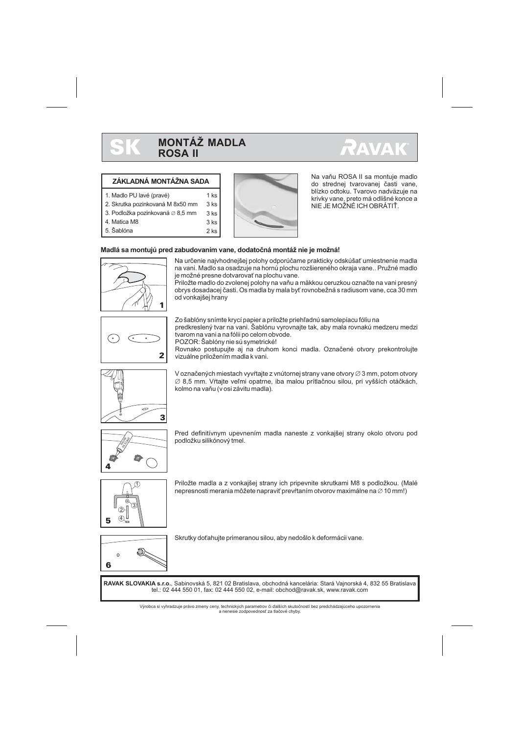# SK MONTÁŽ MADLA ROSA II

RAVAK

| ZÁKLADNÁ MONTÁŽNA SADA | |
|---|---|
| 1. Madlo PU ľavé (pravé) | 1 ks |
| 2. Skrutka pozinkovaná M 8x50 mm | 3 ks |
| 3. Podložka pozinkovaná ∅ 8,5 mm | 3 ks |
| 4. Matica M8 | 3 ks |
| 5. Šablóna | 2 ks |

Na vaňu ROSA II sa montuje madlo do strednej tvarovanej časti vane, blízko odtoku. Tvarovo nadväzuje na krivky vane, preto má odlišné konce a NIE JE MOŽNÉ ICH OBRÁTIŤ.

**Madlá sa montujú pred zabudovaním vane, dodatočná montáž nie je možná!**

1. Na určenie najvhodnejšej polohy odporúčame prakticky odskúšať umiestnenie madla na vani. Madlo sa osadzuje na hornú plochu rozšíreného okraja vane.. Pružné madlo je možné presne dotvarovať na plochu vane.
Priložte madlo do zvolenej polohy na vaňu a mäkkou ceruzkou označte na vani presný obrys dosadacej časti. Os madla by mala byť rovnobežná s radiusom vane, cca 30 mm od vonkajšej hrany

2. Zo šablóny snímte krycí papier a priložte priehľadnú samolepiacu fóliu na predkreslený tvar na vani. Šablónu vyrovnajte tak, aby mala rovnakú medzeru medzi tvarom na vani a na fólii po celom obvode.
POZOR: Šablóny nie sú symetrické!
Rovnako postupujte aj na druhom konci madla. Označené otvory prekontrolujte vizuálne priložením madla k vani.

3. V označených miestach vyvŕtajte z vnútornej strany vane otvory ∅ 3 mm, potom otvory ∅ 8,5 mm. Vŕtajte veľmi opatrne, iba malou prítlačnou silou, pri vyšších otáčkach, kolmo na vaňu (v osi závitu madla).

4. Pred definitívnym upevnením madla naneste z vonkajšej strany okolo otvoru pod podložku silikónový tmel.

5. Priložte madla a z vonkajšej strany ich pripevnite skrutkami M8 s podložkou. (Malé nepresnosti merania môžete napraviť prevŕtaním otvorov maximálne na ∅ 10 mm!)

6. Skrutky doťahujte primeranou silou, aby nedošlo k deformácii vane.

**RAVAK SLOVAKIA s.r.o.**, Sabinovská 5, 821 02 Bratislava, obchodná kancelária: Stará Vajnorská 4, 832 55 Bratislava
tel.: 02 444 550 01, fax: 02 444 550 02, e-mail: obchod@ravak.sk, www.ravak.com

Výrobca si vyhradzuje právo zmeny ceny, technických parametrov či ďalších skutočností bez predchádzajúceho upozornenia a nenesie zodpovednosť za tlačové chyby.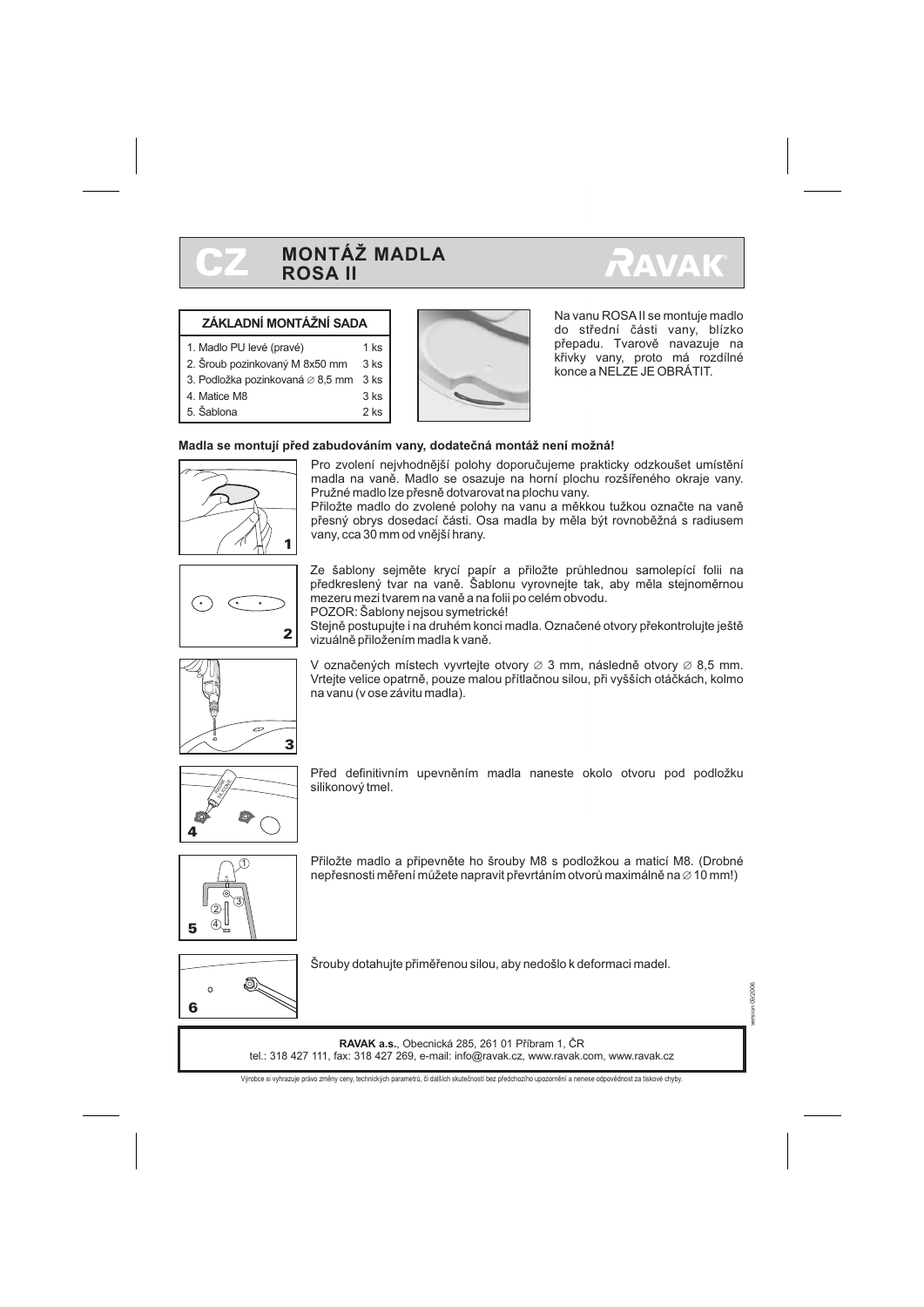# CZ MONTÁŽ MADLA ROSA II

RAVAK®

| ZÁKLADNÍ MONTÁŽNÍ SADA | |
|---|---|
| 1. Madlo PU levé (pravé) | 1 ks |
| 2. Šroub pozinkovaný M 8x50 mm | 3 ks |
| 3. Podložka pozinkovaná ∅ 8,5 mm | 3 ks |
| 4. Matice M8 | 3 ks |
| 5. Šablona | 2 ks |

Na vanu ROSA II se montuje madlo do střední části vany, blízko přepadu. Tvarově navazuje na křivky vany, proto má rozdílné konce a NELZE JE OBRÁTIT.

**Madla se montují před zabudováním vany, dodatečná montáž není možná!**

1

Pro zvolení nejvhodnější polohy doporučujeme prakticky odzkoušet umístění madla na vaně. Madlo se osazuje na horní plochu rozšířeného okraje vany. Pružné madlo lze přesně dotvarovat na plochu vany.
Přiložte madlo do zvolené polohy na vanu a měkkou tužkou označte na vaně přesný obrys dosedací části. Osa madla by měla být rovnoběžná s radiusem vany, cca 30 mm od vnější hrany.

2

Ze šablony sejměte krycí papír a přiložte průhlednou samolepící folii na předkreslený tvar na vaně. Šablonu vyrovnejte tak, aby měla stejnoměrnou mezeru mezi tvarem na vaně a na folii po celém obvodu.
POZOR: Šablony nejsou symetrické!
Stejně postupujte i na druhém konci madla. Označené otvory překontrolujte ještě vizuálně přiložením madla k vaně.

3

V označených místech vyvrtejte otvory ∅ 3 mm, následně otvory ∅ 8,5 mm. Vrtejte velice opatrně, pouze malou přítlačnou silou, při vyšších otáčkách, kolmo na vanu (v ose závitu madla).

4

Před definitivním upevněním madla naneste okolo otvoru pod podložku silikonový tmel.

5

Přiložte madlo a připevněte ho šrouby M8 s podložkou a maticí M8. (Drobné nepřesnosti měření můžete napravit převrtáním otvorů maximálně na ∅ 10 mm!)

6

Šrouby dotahujte přiměřenou silou, aby nedošlo k deformaci madel.

version 08/2006

**RAVAK a.s.**, Obecnická 285, 261 01 Příbram 1, ČR
tel.: 318 427 111, fax: 318 427 269, e-mail: info@ravak.cz, www.ravak.com, www.ravak.cz

Výrobce si vyhrazuje právo změny ceny, technických parametrů, či dalších skutečností bez předchozího upozornění a nenese odpovědnost za tiskové chyby.